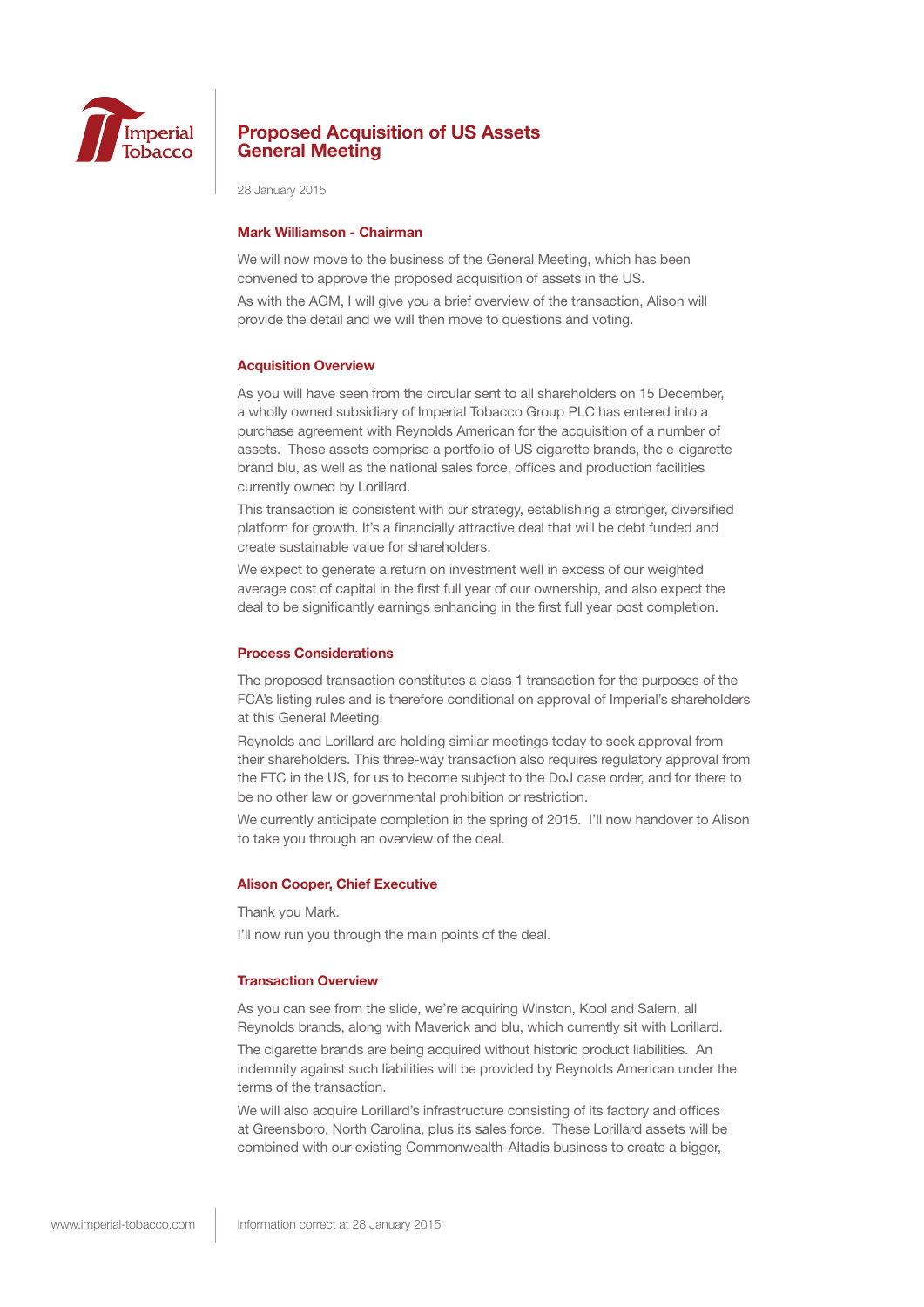# Proposed Acquisition of US Assets
# General Meeting

28 January 2015

### Mark Williamson - Chairman

We will now move to the business of the General Meeting, which has been convened to approve the proposed acquisition of assets in the US.

As with the AGM, I will give you a brief overview of the transaction, Alison will provide the detail and we will then move to questions and voting.

### Acquisition Overview

As you will have seen from the circular sent to all shareholders on 15 December, a wholly owned subsidiary of Imperial Tobacco Group PLC has entered into a purchase agreement with Reynolds American for the acquisition of a number of assets. These assets comprise a portfolio of US cigarette brands, the e-cigarette brand blu, as well as the national sales force, offices and production facilities currently owned by Lorillard.

This transaction is consistent with our strategy, establishing a stronger, diversified platform for growth. It's a financially attractive deal that will be debt funded and create sustainable value for shareholders.

We expect to generate a return on investment well in excess of our weighted average cost of capital in the first full year of our ownership, and also expect the deal to be significantly earnings enhancing in the first full year post completion.

### Process Considerations

The proposed transaction constitutes a class 1 transaction for the purposes of the FCA's listing rules and is therefore conditional on approval of Imperial's shareholders at this General Meeting.

Reynolds and Lorillard are holding similar meetings today to seek approval from their shareholders. This three-way transaction also requires regulatory approval from the FTC in the US, for us to become subject to the DoJ case order, and for there to be no other law or governmental prohibition or restriction.

We currently anticipate completion in the spring of 2015. I'll now handover to Alison to take you through an overview of the deal.

### Alison Cooper, Chief Executive

Thank you Mark.

I'll now run you through the main points of the deal.

### Transaction Overview

As you can see from the slide, we're acquiring Winston, Kool and Salem, all Reynolds brands, along with Maverick and blu, which currently sit with Lorillard.

The cigarette brands are being acquired without historic product liabilities. An indemnity against such liabilities will be provided by Reynolds American under the terms of the transaction.

We will also acquire Lorillard's infrastructure consisting of its factory and offices at Greensboro, North Carolina, plus its sales force. These Lorillard assets will be combined with our existing Commonwealth-Altadis business to create a bigger,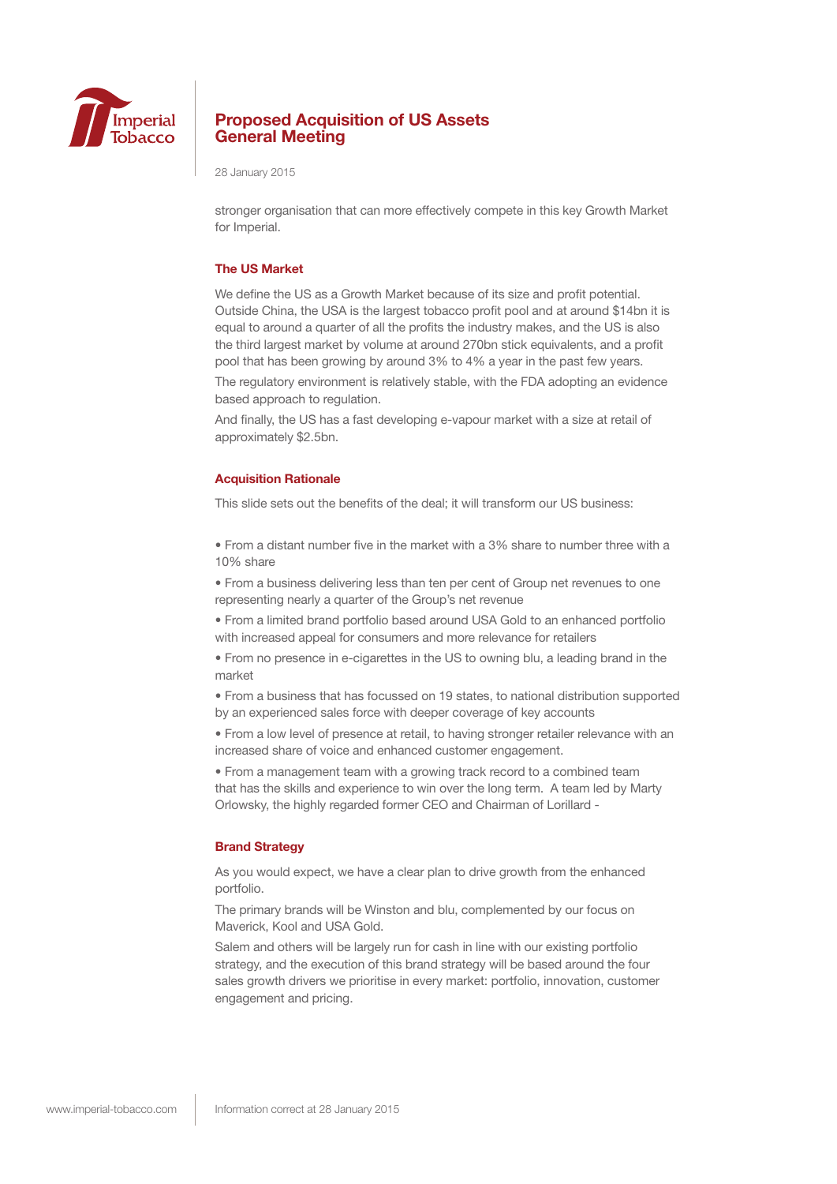stronger organisation that can more effectively compete in this key Growth Market for Imperial.

## The US Market

We define the US as a Growth Market because of its size and profit potential. Outside China, the USA is the largest tobacco profit pool and at around $14bn it is equal to around a quarter of all the profits the industry makes, and the US is also the third largest market by volume at around 270bn stick equivalents, and a profit pool that has been growing by around 3% to 4% a year in the past few years.

The regulatory environment is relatively stable, with the FDA adopting an evidence based approach to regulation.

And finally, the US has a fast developing e-vapour market with a size at retail of approximately $2.5bn.

## Acquisition Rationale

This slide sets out the benefits of the deal; it will transform our US business:

- From a distant number five in the market with a 3% share to number three with a 10% share
- From a business delivering less than ten per cent of Group net revenues to one representing nearly a quarter of the Group's net revenue
- From a limited brand portfolio based around USA Gold to an enhanced portfolio with increased appeal for consumers and more relevance for retailers
- From no presence in e-cigarettes in the US to owning blu, a leading brand in the market
- From a business that has focussed on 19 states, to national distribution supported by an experienced sales force with deeper coverage of key accounts
- From a low level of presence at retail, to having stronger retailer relevance with an increased share of voice and enhanced customer engagement.
- From a management team with a growing track record to a combined team that has the skills and experience to win over the long term. A team led by Marty Orlowsky, the highly regarded former CEO and Chairman of Lorillard -

## Brand Strategy

As you would expect, we have a clear plan to drive growth from the enhanced portfolio.

The primary brands will be Winston and blu, complemented by our focus on Maverick, Kool and USA Gold.

Salem and others will be largely run for cash in line with our existing portfolio strategy, and the execution of this brand strategy will be based around the four sales growth drivers we prioritise in every market: portfolio, innovation, customer engagement and pricing.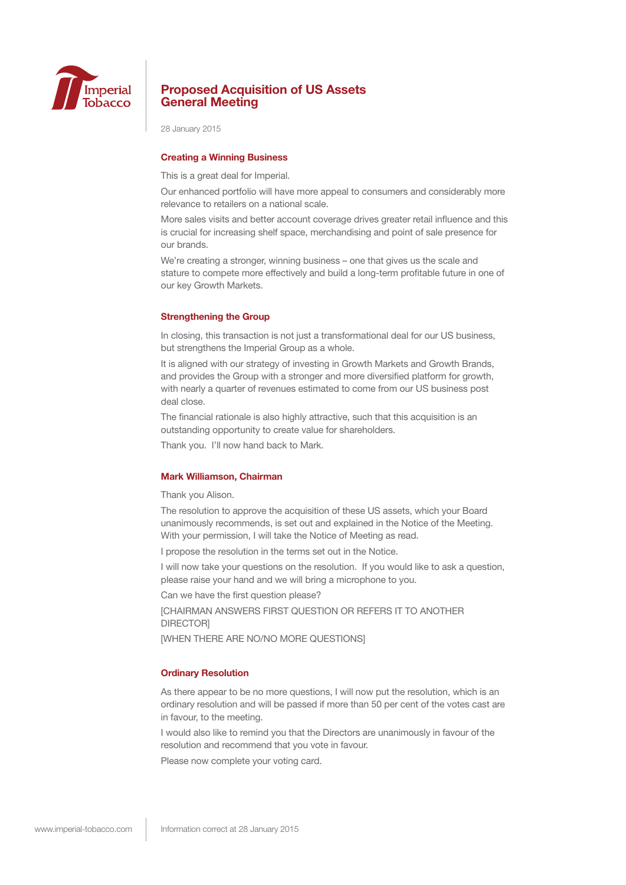# Proposed Acquisition of US Assets General Meeting

28 January 2015

## Creating a Winning Business

This is a great deal for Imperial.

Our enhanced portfolio will have more appeal to consumers and considerably more relevance to retailers on a national scale.

More sales visits and better account coverage drives greater retail influence and this is crucial for increasing shelf space, merchandising and point of sale presence for our brands.

We're creating a stronger, winning business – one that gives us the scale and stature to compete more effectively and build a long-term profitable future in one of our key Growth Markets.

## Strengthening the Group

In closing, this transaction is not just a transformational deal for our US business, but strengthens the Imperial Group as a whole.

It is aligned with our strategy of investing in Growth Markets and Growth Brands, and provides the Group with a stronger and more diversified platform for growth, with nearly a quarter of revenues estimated to come from our US business post deal close.

The financial rationale is also highly attractive, such that this acquisition is an outstanding opportunity to create value for shareholders.

Thank you. I'll now hand back to Mark.

## Mark Williamson, Chairman

Thank you Alison.

The resolution to approve the acquisition of these US assets, which your Board unanimously recommends, is set out and explained in the Notice of the Meeting. With your permission, I will take the Notice of Meeting as read.

I propose the resolution in the terms set out in the Notice.

I will now take your questions on the resolution. If you would like to ask a question, please raise your hand and we will bring a microphone to you.

Can we have the first question please?

[CHAIRMAN ANSWERS FIRST QUESTION OR REFERS IT TO ANOTHER DIRECTOR]

[WHEN THERE ARE NO/NO MORE QUESTIONS]

## Ordinary Resolution

As there appear to be no more questions, I will now put the resolution, which is an ordinary resolution and will be passed if more than 50 per cent of the votes cast are in favour, to the meeting.

I would also like to remind you that the Directors are unanimously in favour of the resolution and recommend that you vote in favour.

Please now complete your voting card.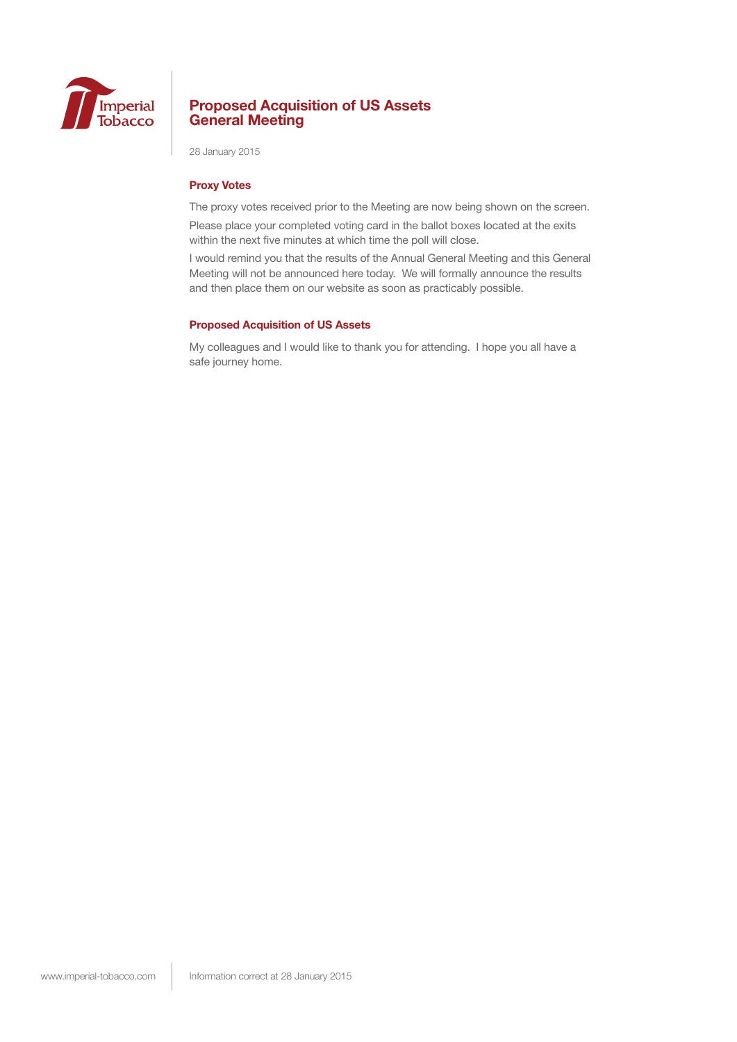# Proposed Acquisition of US Assets General Meeting

28 January 2015

## Proxy Votes

The proxy votes received prior to the Meeting are now being shown on the screen.

Please place your completed voting card in the ballot boxes located at the exits within the next five minutes at which time the poll will close.

I would remind you that the results of the Annual General Meeting and this General Meeting will not be announced here today. We will formally announce the results and then place them on our website as soon as practicably possible.

## Proposed Acquisition of US Assets

My colleagues and I would like to thank you for attending. I hope you all have a safe journey home.

www.imperial-tobacco.com

Information correct at 28 January 2015